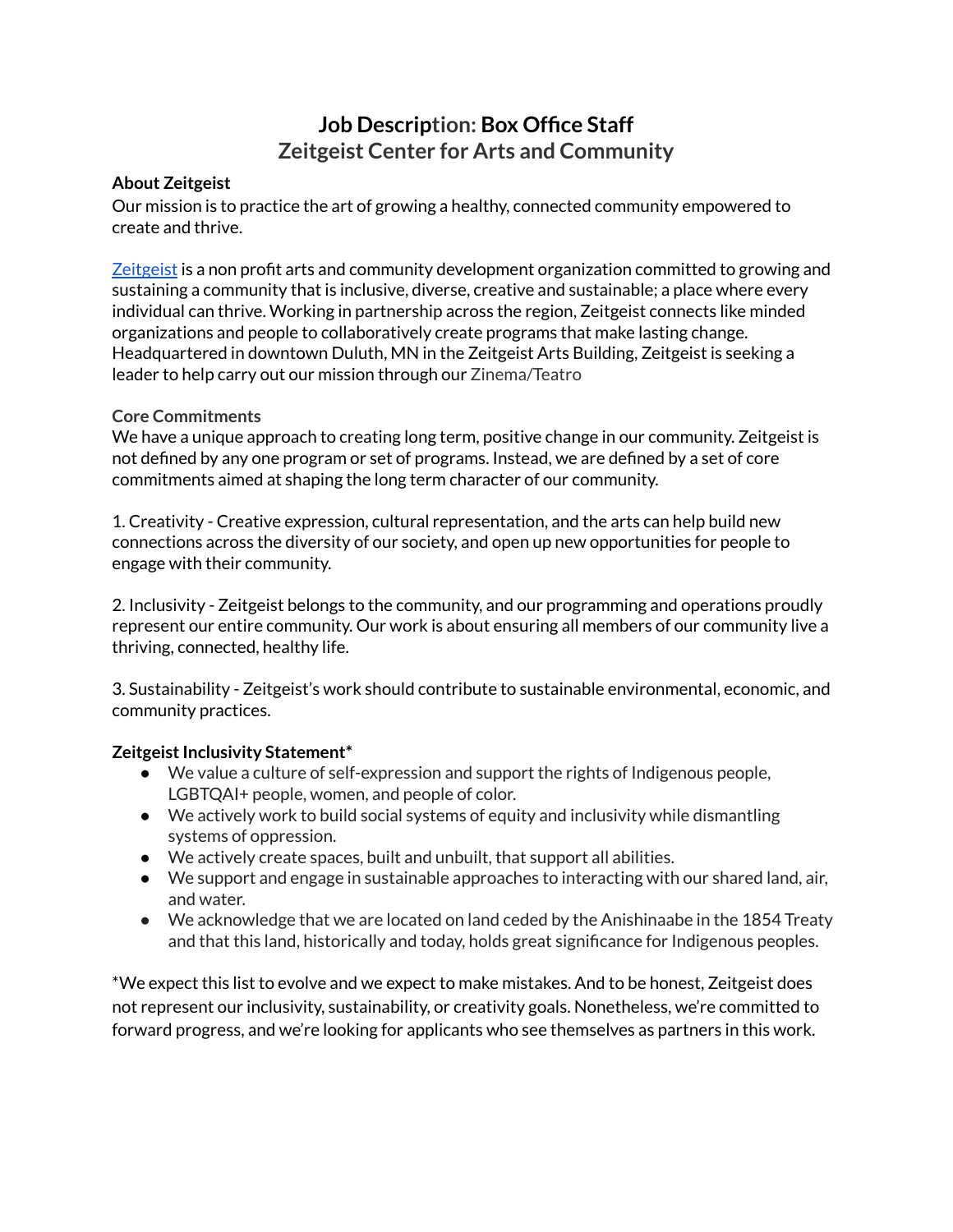# Job Description: Box Office Staff
## Zeitgeist Center for Arts and Community

**About Zeitgeist**

Our mission is to practice the art of growing a healthy, connected community empowered to create and thrive.

[Zeitgeist](#) is a non profit arts and community development organization committed to growing and sustaining a community that is inclusive, diverse, creative and sustainable; a place where every individual can thrive. Working in partnership across the region, Zeitgeist connects like minded organizations and people to collaboratively create programs that make lasting change. Headquartered in downtown Duluth, MN in the Zeitgeist Arts Building, Zeitgeist is seeking a leader to help carry out our mission through our Zinema/Teatro

**Core Commitments**

We have a unique approach to creating long term, positive change in our community. Zeitgeist is not defined by any one program or set of programs. Instead, we are defined by a set of core commitments aimed at shaping the long term character of our community.

1. Creativity - Creative expression, cultural representation, and the arts can help build new connections across the diversity of our society, and open up new opportunities for people to engage with their community.

2. Inclusivity - Zeitgeist belongs to the community, and our programming and operations proudly represent our entire community. Our work is about ensuring all members of our community live a thriving, connected, healthy life.

3. Sustainability - Zeitgeist's work should contribute to sustainable environmental, economic, and community practices.

**Zeitgeist Inclusivity Statement***

- We value a culture of self-expression and support the rights of Indigenous people, LGBTQAI+ people, women, and people of color.
- We actively work to build social systems of equity and inclusivity while dismantling systems of oppression.
- We actively create spaces, built and unbuilt, that support all abilities.
- We support and engage in sustainable approaches to interacting with our shared land, air, and water.
- We acknowledge that we are located on land ceded by the Anishinaabe in the 1854 Treaty and that this land, historically and today, holds great significance for Indigenous peoples.

*We expect this list to evolve and we expect to make mistakes. And to be honest, Zeitgeist does not represent our inclusivity, sustainability, or creativity goals. Nonetheless, we're committed to forward progress, and we're looking for applicants who see themselves as partners in this work.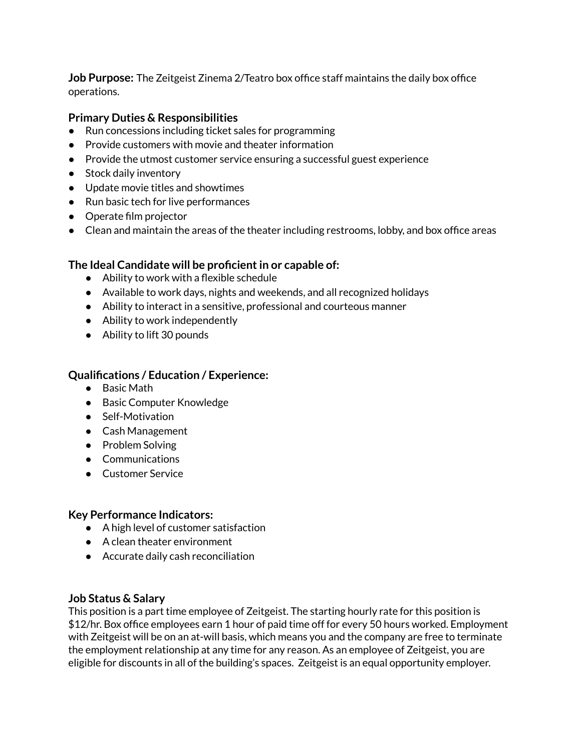**Job Purpose:** The Zeitgeist Zinema 2/Teatro box office staff maintains the daily box office operations.

**Primary Duties & Responsibilities**

- Run concessions including ticket sales for programming
- Provide customers with movie and theater information
- Provide the utmost customer service ensuring a successful guest experience
- Stock daily inventory
- Update movie titles and showtimes
- Run basic tech for live performances
- Operate film projector
- Clean and maintain the areas of the theater including restrooms, lobby, and box office areas

**The Ideal Candidate will be proficient in or capable of:**

- Ability to work with a flexible schedule
- Available to work days, nights and weekends, and all recognized holidays
- Ability to interact in a sensitive, professional and courteous manner
- Ability to work independently
- Ability to lift 30 pounds

**Qualifications / Education / Experience:**

- Basic Math
- Basic Computer Knowledge
- Self-Motivation
- Cash Management
- Problem Solving
- Communications
- Customer Service

**Key Performance Indicators:**

- A high level of customer satisfaction
- A clean theater environment
- Accurate daily cash reconciliation

**Job Status & Salary**

This position is a part time employee of Zeitgeist. The starting hourly rate for this position is $12/hr. Box office employees earn 1 hour of paid time off for every 50 hours worked. Employment with Zeitgeist will be on an at-will basis, which means you and the company are free to terminate the employment relationship at any time for any reason. As an employee of Zeitgeist, you are eligible for discounts in all of the building's spaces. Zeitgeist is an equal opportunity employer.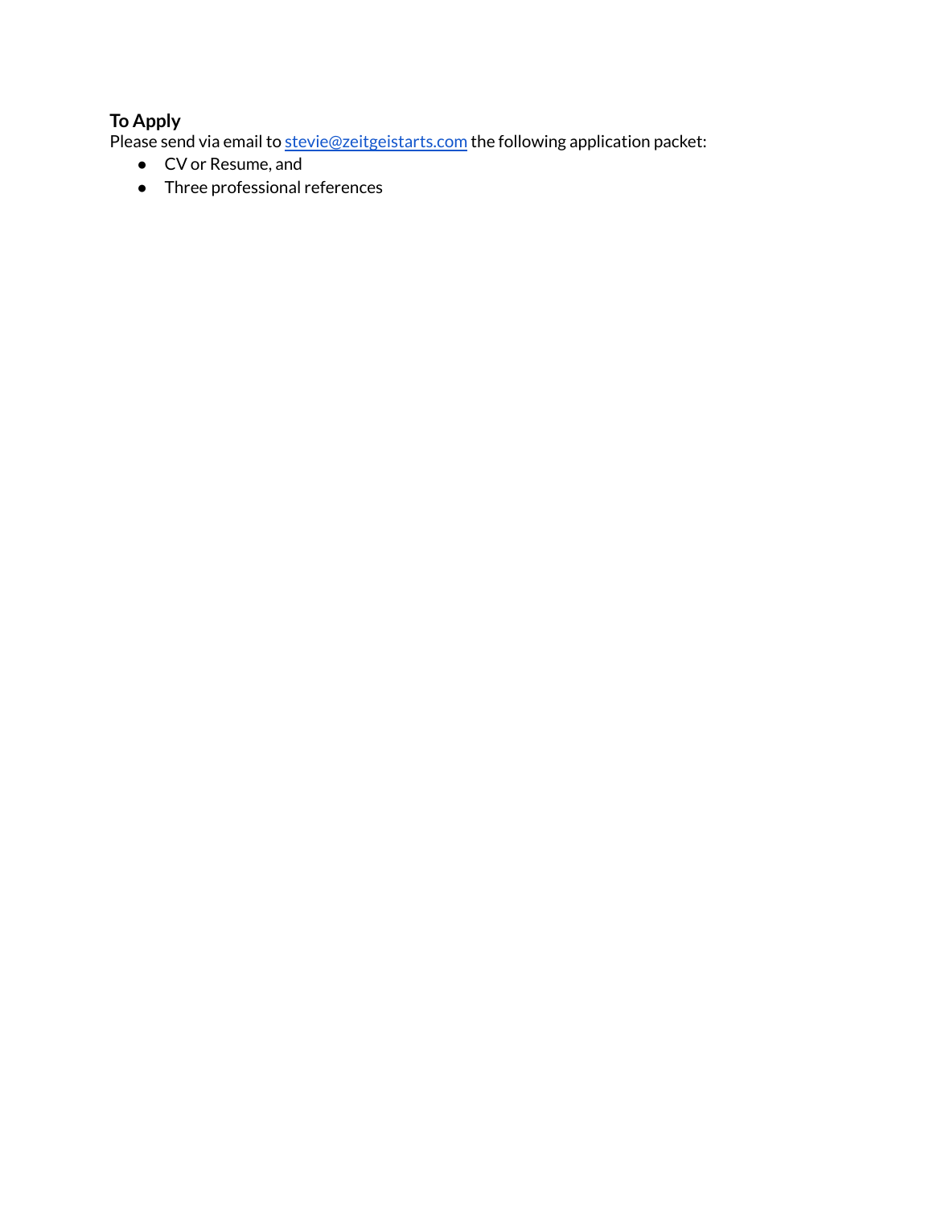**To Apply**

Please send via email to [stevie@zeitgeistarts.com](mailto:stevie@zeitgeistarts.com) the following application packet:

- CV or Resume, and
- Three professional references